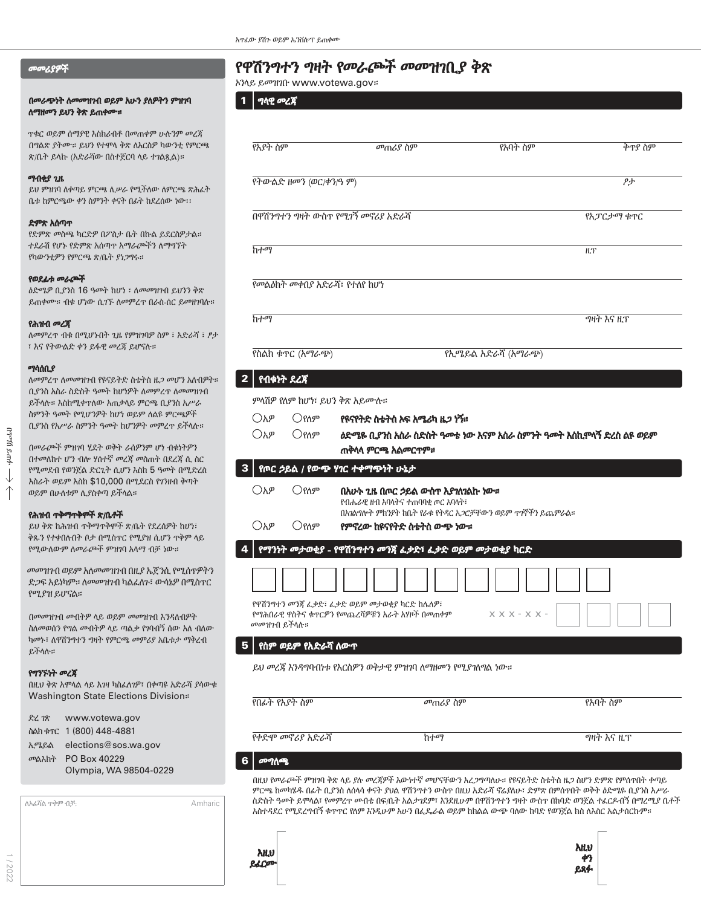አጥፈው ያሽጉ ወይም ኤንቨሎፕ ይጠቀሙ

# የዋሽንግተን ግዛት የመራጮች መመዝገቢያ ቅጽ

ኦንላይ ይመዝገቡ www.votewa.gov።

## መመሪያዎች

**በመራጭነት ለመመዝገብ ወይም አሁን ያለዎትን ምዝገባ ለማዘመን ይህን ቅጽ ይጠቀሙ።**

ጥቁር ወይም ሰማያዊ እስክሪብቶ በመጠቀም ሁሉንም መረጃ በግልጽ ያትሙ። ይህን የተሞላ ቅጽ ለእርስዎ ካውንቲ የምርጫ ጽ/ቤት ይላኩ (አድራሻው በስተጀርባ ላይ ተገልጿል)።

**ማብቂያ ጊዜ**

ይህ ምዝገባ ለቀጣይ ምርጫ ሊሠራ የሚችለው ለምርጫ ጽሕፈት ቤቱ ከምርጫው ቀን ስምንት ቀናት በፊት ከደረሰው ነው፡፡

**ድምጽ አሰጣጥ**

የድምጽ መስጫ ካርድዎ በፖስታ ቤት በኩል ይደርስዎታል። ተደራሽ የሆኑ የድምጽ አሰጣጥ አማራጮችን ለማግኘት የካውንቲዎን የምርጫ ጽ/ቤት ያነጋግሩ።

**የወደፊት መራጮች**

ዕድሜዎ ቢያንስ 16 ዓመት ከሆነ ፣ ለመመዝገብ ይህንን ቅጽ ይጠቀሙ። ብቁ ሆነው ሲገኙ ለመምረጥ በራስ-ሰር ይመዘገባሉ።

**የሕዝብ መረጃ**

ለመምረጥ ብቁ በሚሆኑበት ጊዜ የምዝገባዎ ስም ፣ አድራሻ ፣ ፆታ ፣ እና የትውልድ ቀን ይፋዊ መረጃ ይሆናሉ።

**ማሳሰቢያ**

ለመምረጥ ለመመዝገብ የዩናይትድ ስቴትስ ዜጋ መሆን አለብዎት። ቢያንስ አስራ ስድስት ዓመት ከሆንዎት ለመምረጥ ለመመዝገብ ይችላሉ። እስከሚቀጥለው አጠቃላይ ምርጫ ቢያንስ አሥራ ስምንት ዓመት የሚሆንዎት ከሆነ ወይም ለልዩ ምርጫዎች ቢያንስ የአሥራ ስምንት ዓመት ከሆንዎት መምረጥ ይችላሉ።

በመራጮች ምዝገባ ሂደት ወቅት ራስዎንም ሆነ ብቁነትዎን በተመለከተ ሆን ብሎ ሃሰተኛ መረጃ መስጠት በደረጃ ሲ ስር የሚመደብ የወንጀል ድርጊት ሲሆን እስከ 5 ዓመት በሚደረስ እስራት ወይም እስከ $10,000 በሚደርስ የገንዘብ ቅጣት ወይም በሁለቱም ሊያስቀጣ ይችላል።

**የሕዝብ ጥቅማጥቅሞች ጽ/ቤቶች**

ይህ ቅጽ ከሕዝብ ጥቅማጥቅሞች ጽ/ቤት የደረሰዎት ከሆነ፣ ቅጹን የተቀበሉበት ቦታ በሚስጥር የሚያዝ ሲሆን ጥቅም ላይ የሚውለውም ለመራጮች ምዝገባ አላማ ብቻ ነው።

መመዝገብ ወይም አለመመዝገብ በዚያ ኤጀንሲ የሚሰጥዎትን ድጋፍ አይነካም። ለመመዝገብ ካልፈለጉ፣ ውሳኔዎ በሚስጥር የሚያዝ ይሆናል።

በመመዝገብ መብትዎ ላይ ወይም መመዝገብ እንዳለብዎት ስለመወሰን የግል መብትዎ ላይ ጣልቃ የገባብኝ ሰው አለ ብለው ካመኑ፣ ለዋሽንግተን ግዛት የምርጫ መምሪያ አቤቱታ ማቅረብ ይችላሉ።

**የግንኙነት መረጃ**

በዚህ ቅጽ አሞላል ላይ እገዛ ካስፈለገዎ፣ በቀጥፍ አድራሻ ያሳውቁ Washington State Elections Division።

ድረ ገጽ www.votewa.gov
ስልክ ቁጥር 1 (800) 448-4881
ኢሜይል elections@sos.wa.gov
መልእክት PO Box 40229
Olympia, WA 98504-0229

ለኦፊሻል ጥቅም ብቻ፡ Amharic

## 1 ግላዊ መረጃ

| የአያት ስም | መጠሪያ ስም | የአባት ስም | ቅጥያ ስም |
|---|---|---|---|

የትውልድ ዘመን (ወር/ቀን/ዓ ም) ፆታ

በዋሽንግተን ግዛት ውስጥ የሚገኝ መኖሪያ አድራሻ — የአፓርታማ ቁጥር

ከተማ — ዚፕ

የመልዕክት መቀበያ አድራሻ፣ የተለየ ከሆነ

ከተማ — ግዛት እና ዚፕ

የስልክ ቁጥር (አማራጭ) — የኢሜይል አድራሻ (አማራጭ)

## 2 የብቁነት ደረጃ

ምላሽዎ የለም ከሆነ፣ ይህን ቅጽ አይሙሉ።

○አዎ ○የለም **የዩናይትድ ስቴትስ ኦፍ አሜሪካ ዜጋ ነኝ።**

○አዎ ○የለም **ዕድሜዬ ቢያንስ አስራ ስድስት ዓመቴ ነው እናም አስራ ስምንት ዓመት እስከሞላኝ ድረስ ልዩ ወይም ጠቅላላ ምርጫ አልመርጥም።**

## 3 የጦር ኃይል / የውጭ ሃገር ተቀማጭነት ሁኔታ

○አዎ ○የለም **በአሁኑ ጊዜ በጦር ኃይል ውስጥ እያገለገልኩ ነው።**
የብሔራዊ ዘብ አባላትና ተጠባባቂ ጦር አባላት፣
በአገልግሎት ምክንያት ከቤት ርቀቁ የትዳር አጋሮቻቸውን ወይም ጥገኞችን ይጨምራል።

○አዎ ○የለም **የምኖረው ከዩናይትድ ስቴትስ ውጭ ነው።**

## 4 የማንነት መታወቂያ - የዋሽንግተን መንጃ ፈቃድ፣ ፈቃድ ወይም መታወቂያ ካርድ

[ ][ ][ ][ ][ ][ ][ ][ ][ ][ ][ ][ ]

የዋሽንግተን መንጃ ፈቃድ፣ ፈቃድ ወይም መታወቂያ ካርድ ከሌለዎ፣ የማሕበራዊ ዋስትና ቁጥርዎን የመጨረሻዎቹን አራት አሃዞች በመጠቀም መመዝገብ ይችላሉ። X X X - X X - [ ][ ][ ][ ]

## 5 የስም ወይም የአድራሻ ለውጥ

ይህ መረጃ እንዳግባብነቱ የእርስዎን ወቅታዊ ምዝገባ ለማዘመን የሚያገለግል ነው።

| የበፊት የአያት ስም | መጠሪያ ስም | የአባት ስም |
|---|---|---|

| የቀድሞ መኖሪያ አድራሻ | ከተማ | ግዛት እና ዚፕ |
|---|---|---|

## 6 መግለጫ

በዚህ የመራጮች ምዝገባ ቅጽ ላይ ያሉ መረጃዎች እውነተኛ መሆናቸውን አረጋግጣለሁ። የዩናይትድ ስቴትስ ዜጋ ስሆን ድምጽ የምሰጥበት ቀጣይ ምርጫ ከመካሄዱ በፊት ቢያንስ ለሰላሳ ቀናት ያህል ዋሽንግተን ውስጥ በዚህ አድራሻ ኖሬያለሁ፣ ድምጽ በምሰጥበት ወቅት ዕድሜዬ ቢያንስ አሥራ ስድስት ዓመት ይሞላል፣ የመምረጥ መብቴ በፍ/ቤት አልታገደም፣ እንደዚሁም በዋሽንግተን ግዛት ውስጥ በከባድ ወንጀል ተፈርዶብኝ በማረሚያ ቤቶች አስተዳደር የሚደረግብኝ ቁጥጥር የለም እንዲሁም አሁን በፌዴራል ወይም ከክልል ውጭ ባለው ከባድ የወንጀል ክስ ለእስር አልታሰርኩም።

እዚህ ይፈርሙ — እዚህ ቀን ይጻፉ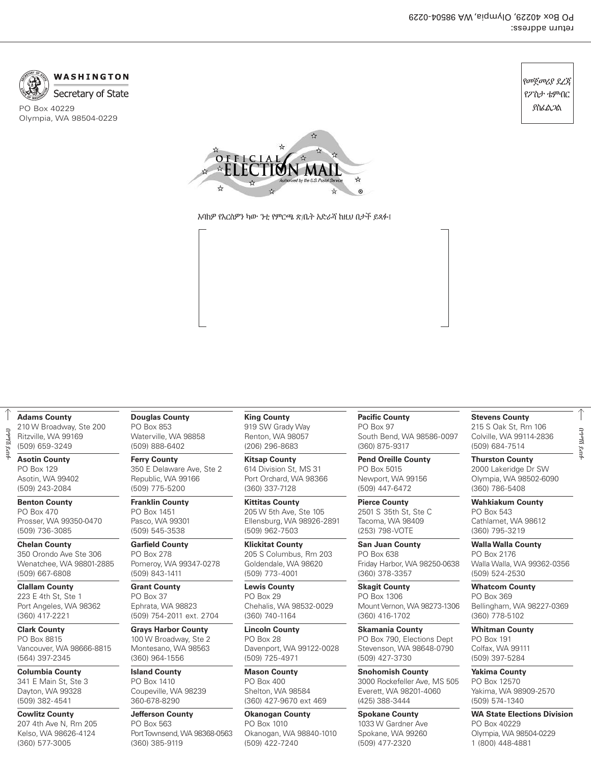return address:
PO Box 40229, Olympia, WA 98504-0229

**WASHINGTON**
Secretary of State
PO Box 40229
Olympia, WA 98504-0229

የመጀመሪያ ደረጃ
የፖስታ ቴምብር
ያስፈልጋል

OFFICIAL ELECTION MAIL
Authorized by the U.S. Postal Service

አባክዎ የእርስዎን ካው ንቲ የምርጫ ጽ/ቤት አድራሻ ከዚህ በታች ይጻፉ፤

**Adams County**
210 W Broadway, Ste 200
Ritzville, WA 99169
(509) 659-3249

**Asotin County**
PO Box 129
Asotin, WA 99402
(509) 243-2084

**Benton County**
PO Box 470
Prosser, WA 99350-0470
(509) 736-3085

**Chelan County**
350 Orondo Ave Ste 306
Wenatchee, WA 98801-2885
(509) 667-6808

**Clallam County**
223 E 4th St, Ste 1
Port Angeles, WA 98362
(360) 417-2221

**Clark County**
PO Box 8815
Vancouver, WA 98666-8815
(564) 397-2345

**Columbia County**
341 E Main St, Ste 3
Dayton, WA 99328
(509) 382-4541

**Cowlitz County**
207 4th Ave N, Rm 205
Kelso, WA 98626-4124
(360) 577-3005

**Douglas County**
PO Box 853
Waterville, WA 98858
(509) 888-6402

**Ferry County**
350 E Delaware Ave, Ste 2
Republic, WA 99166
(509) 775-5200

**Franklin County**
PO Box 1451
Pasco, WA 99301
(509) 545-3538

**Garfield County**
PO Box 278
Pomeroy, WA 99347-0278
(509) 843-1411

**Grant County**
PO Box 37
Ephrata, WA 98823
(509) 754-2011 ext. 2704

**Grays Harbor County**
100 W Broadway, Ste 2
Montesano, WA 98563
(360) 964-1556

**Island County**
PO Box 1410
Coupeville, WA 98239
360-678-8290

**Jefferson County**
PO Box 563
Port Townsend, WA 98368-0563
(360) 385-9119

**King County**
919 SW Grady Way
Renton, WA 98057
(206) 296-8683

**Kitsap County**
614 Division St, MS 31
Port Orchard, WA 98366
(360) 337-7128

**Kittitas County**
205 W 5th Ave, Ste 105
Ellensburg, WA 98926-2891
(509) 962-7503

**Klickitat County**
205 S Columbus, Rm 203
Goldendale, WA 98620
(509) 773-4001

**Lewis County**
PO Box 29
Chehalis, WA 98532-0029
(360) 740-1164

**Lincoln County**
PO Box 28
Davenport, WA 99122-0028
(509) 725-4971

**Mason County**
PO Box 400
Shelton, WA 98584
(360) 427-9670 ext 469

**Okanogan County**
PO Box 1010
Okanogan, WA 98840-1010
(509) 422-7240

**Pacific County**
PO Box 97
South Bend, WA 98586-0097
(360) 875-9317

**Pend Oreille County**
PO Box 5015
Newport, WA 99156
(509) 447-6472

**Pierce County**
2501 S 35th St, Ste C
Tacoma, WA 98409
(253) 798-VOTE

**San Juan County**
PO Box 638
Friday Harbor, WA 98250-0638
(360) 378-3357

**Skagit County**
PO Box 1306
Mount Vernon, WA 98273-1306
(360) 416-1702

**Skamania County**
PO Box 790, Elections Dept
Stevenson, WA 98648-0790
(509) 427-3730

**Snohomish County**
3000 Rockefeller Ave, MS 505
Everett, WA 98201-4060
(425) 388-3444

**Spokane County**
1033 W Gardner Ave
Spokane, WA 99260
(509) 477-2320

**Stevens County**
215 S Oak St, Rm 106
Colville, WA 99114-2836
(509) 684-7514

**Thurston County**
2000 Lakeridge Dr SW
Olympia, WA 98502-6090
(360) 786-5408

**Wahkiakum County**
PO Box 543
Cathlamet, WA 98612
(360) 795-3219

**Walla Walla County**
PO Box 2176
Walla Walla, WA 99362-0356
(509) 524-2530

**Whatcom County**
PO Box 369
Bellingham, WA 98227-0369
(360) 778-5102

**Whitman County**
PO Box 191
Colfax, WA 99111
(509) 397-5284

**Yakima County**
PO Box 12570
Yakima, WA 98909-2570
(509) 574-1340

**WA State Elections Division**
PO Box 40229
Olympia, WA 98504-0229
1 (800) 448-4881